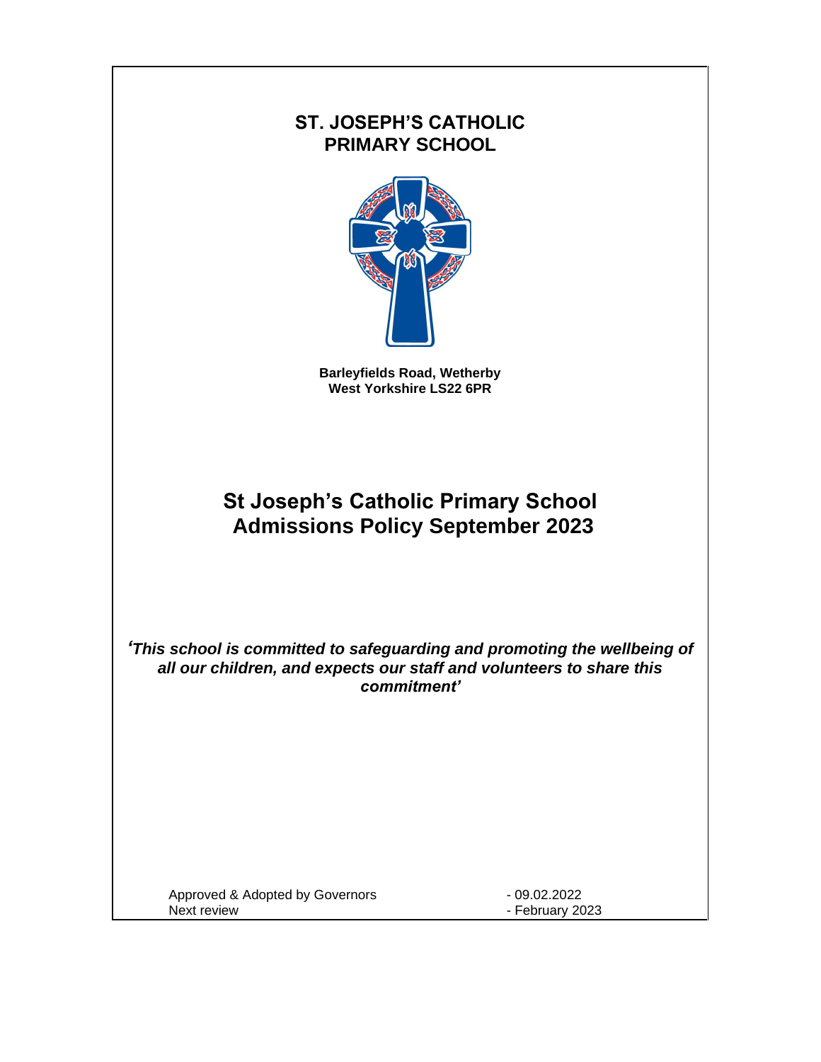**ST. JOSEPH'S CATHOLIC PRIMARY SCHOOL**

**Barleyfields Road, Wetherby**
**West Yorkshire LS22 6PR**

# St Joseph's Catholic Primary School Admissions Policy September 2023

***'This school is committed to safeguarding and promoting the wellbeing of all our children, and expects our staff and volunteers to share this commitment'***

| | |
|---|---|
| Approved & Adopted by Governors | - 09.02.2022 |
| Next review | - February 2023 |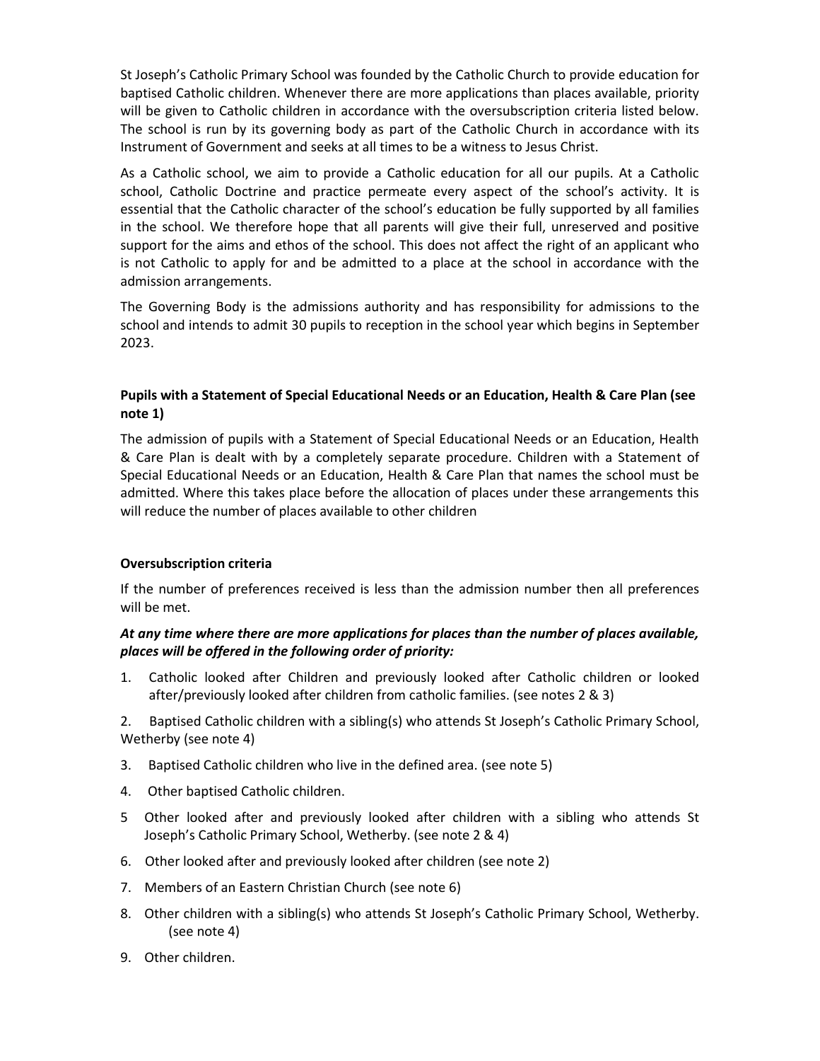St Joseph's Catholic Primary School was founded by the Catholic Church to provide education for baptised Catholic children. Whenever there are more applications than places available, priority will be given to Catholic children in accordance with the oversubscription criteria listed below. The school is run by its governing body as part of the Catholic Church in accordance with its Instrument of Government and seeks at all times to be a witness to Jesus Christ.

As a Catholic school, we aim to provide a Catholic education for all our pupils. At a Catholic school, Catholic Doctrine and practice permeate every aspect of the school's activity. It is essential that the Catholic character of the school's education be fully supported by all families in the school. We therefore hope that all parents will give their full, unreserved and positive support for the aims and ethos of the school. This does not affect the right of an applicant who is not Catholic to apply for and be admitted to a place at the school in accordance with the admission arrangements.

The Governing Body is the admissions authority and has responsibility for admissions to the school and intends to admit 30 pupils to reception in the school year which begins in September 2023.

**Pupils with a Statement of Special Educational Needs or an Education, Health & Care Plan (see note 1)**

The admission of pupils with a Statement of Special Educational Needs or an Education, Health & Care Plan is dealt with by a completely separate procedure. Children with a Statement of Special Educational Needs or an Education, Health & Care Plan that names the school must be admitted. Where this takes place before the allocation of places under these arrangements this will reduce the number of places available to other children

**Oversubscription criteria**

If the number of preferences received is less than the admission number then all preferences will be met.

***At any time where there are more applications for places than the number of places available, places will be offered in the following order of priority:***

1. Catholic looked after Children and previously looked after Catholic children or looked after/previously looked after children from catholic families. (see notes 2 & 3)
2. Baptised Catholic children with a sibling(s) who attends St Joseph's Catholic Primary School, Wetherby (see note 4)
3. Baptised Catholic children who live in the defined area. (see note 5)
4. Other baptised Catholic children.
5. Other looked after and previously looked after children with a sibling who attends St Joseph's Catholic Primary School, Wetherby. (see note 2 & 4)
6. Other looked after and previously looked after children (see note 2)
7. Members of an Eastern Christian Church (see note 6)
8. Other children with a sibling(s) who attends St Joseph's Catholic Primary School, Wetherby. (see note 4)
9. Other children.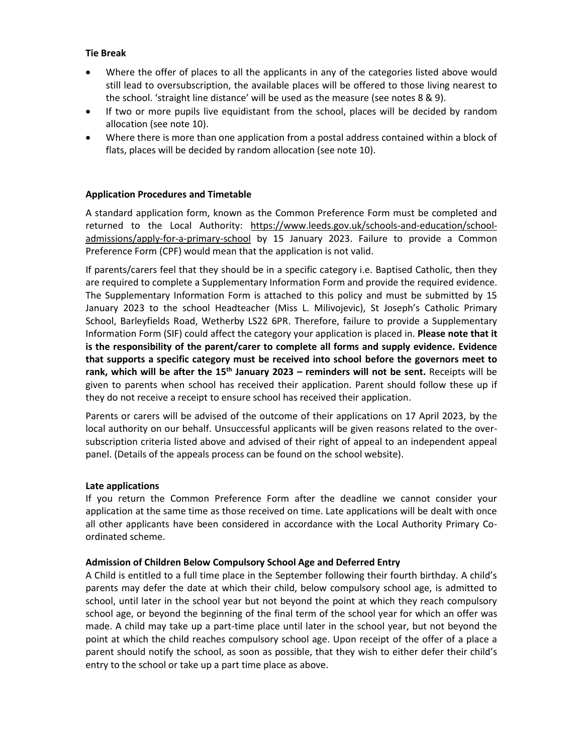**Tie Break**

- Where the offer of places to all the applicants in any of the categories listed above would still lead to oversubscription, the available places will be offered to those living nearest to the school. 'straight line distance' will be used as the measure (see notes 8 & 9).
- If two or more pupils live equidistant from the school, places will be decided by random allocation (see note 10).
- Where there is more than one application from a postal address contained within a block of flats, places will be decided by random allocation (see note 10).

**Application Procedures and Timetable**

A standard application form, known as the Common Preference Form must be completed and returned to the Local Authority: https://www.leeds.gov.uk/schools-and-education/school-admissions/apply-for-a-primary-school by 15 January 2023. Failure to provide a Common Preference Form (CPF) would mean that the application is not valid.

If parents/carers feel that they should be in a specific category i.e. Baptised Catholic, then they are required to complete a Supplementary Information Form and provide the required evidence. The Supplementary Information Form is attached to this policy and must be submitted by 15 January 2023 to the school Headteacher (Miss L. Milivojevic), St Joseph's Catholic Primary School, Barleyfields Road, Wetherby LS22 6PR. Therefore, failure to provide a Supplementary Information Form (SIF) could affect the category your application is placed in. **Please note that it is the responsibility of the parent/carer to complete all forms and supply evidence. Evidence that supports a specific category must be received into school before the governors meet to rank, which will be after the 15th January 2023 – reminders will not be sent.** Receipts will be given to parents when school has received their application. Parent should follow these up if they do not receive a receipt to ensure school has received their application.

Parents or carers will be advised of the outcome of their applications on 17 April 2023, by the local authority on our behalf. Unsuccessful applicants will be given reasons related to the over-subscription criteria listed above and advised of their right of appeal to an independent appeal panel. (Details of the appeals process can be found on the school website).

**Late applications**

If you return the Common Preference Form after the deadline we cannot consider your application at the same time as those received on time. Late applications will be dealt with once all other applicants have been considered in accordance with the Local Authority Primary Co-ordinated scheme.

**Admission of Children Below Compulsory School Age and Deferred Entry**

A Child is entitled to a full time place in the September following their fourth birthday. A child's parents may defer the date at which their child, below compulsory school age, is admitted to school, until later in the school year but not beyond the point at which they reach compulsory school age, or beyond the beginning of the final term of the school year for which an offer was made. A child may take up a part-time place until later in the school year, but not beyond the point at which the child reaches compulsory school age. Upon receipt of the offer of a place a parent should notify the school, as soon as possible, that they wish to either defer their child's entry to the school or take up a part time place as above.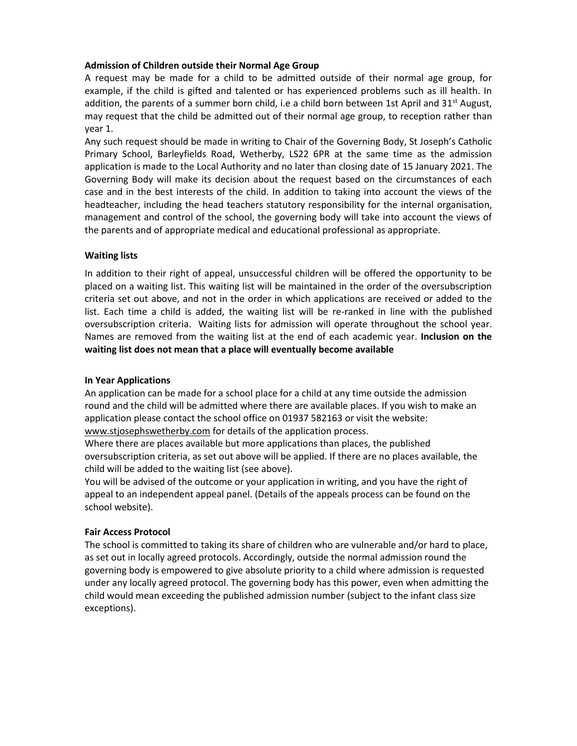**Admission of Children outside their Normal Age Group**

A request may be made for a child to be admitted outside of their normal age group, for example, if the child is gifted and talented or has experienced problems such as ill health. In addition, the parents of a summer born child, i.e a child born between 1st April and 31st August, may request that the child be admitted out of their normal age group, to reception rather than year 1.

Any such request should be made in writing to Chair of the Governing Body, St Joseph's Catholic Primary School, Barleyfields Road, Wetherby, LS22 6PR at the same time as the admission application is made to the Local Authority and no later than closing date of 15 January 2021. The Governing Body will make its decision about the request based on the circumstances of each case and in the best interests of the child. In addition to taking into account the views of the headteacher, including the head teachers statutory responsibility for the internal organisation, management and control of the school, the governing body will take into account the views of the parents and of appropriate medical and educational professional as appropriate.

**Waiting lists**

In addition to their right of appeal, unsuccessful children will be offered the opportunity to be placed on a waiting list. This waiting list will be maintained in the order of the oversubscription criteria set out above, and not in the order in which applications are received or added to the list. Each time a child is added, the waiting list will be re-ranked in line with the published oversubscription criteria. Waiting lists for admission will operate throughout the school year. Names are removed from the waiting list at the end of each academic year. **Inclusion on the waiting list does not mean that a place will eventually become available**

**In Year Applications**

An application can be made for a school place for a child at any time outside the admission round and the child will be admitted where there are available places. If you wish to make an application please contact the school office on 01937 582163 or visit the website: www.stjosephswetherby.com for details of the application process.

Where there are places available but more applications than places, the published oversubscription criteria, as set out above will be applied. If there are no places available, the child will be added to the waiting list (see above).

You will be advised of the outcome or your application in writing, and you have the right of appeal to an independent appeal panel. (Details of the appeals process can be found on the school website).

**Fair Access Protocol**

The school is committed to taking its share of children who are vulnerable and/or hard to place, as set out in locally agreed protocols. Accordingly, outside the normal admission round the governing body is empowered to give absolute priority to a child where admission is requested under any locally agreed protocol. The governing body has this power, even when admitting the child would mean exceeding the published admission number (subject to the infant class size exceptions).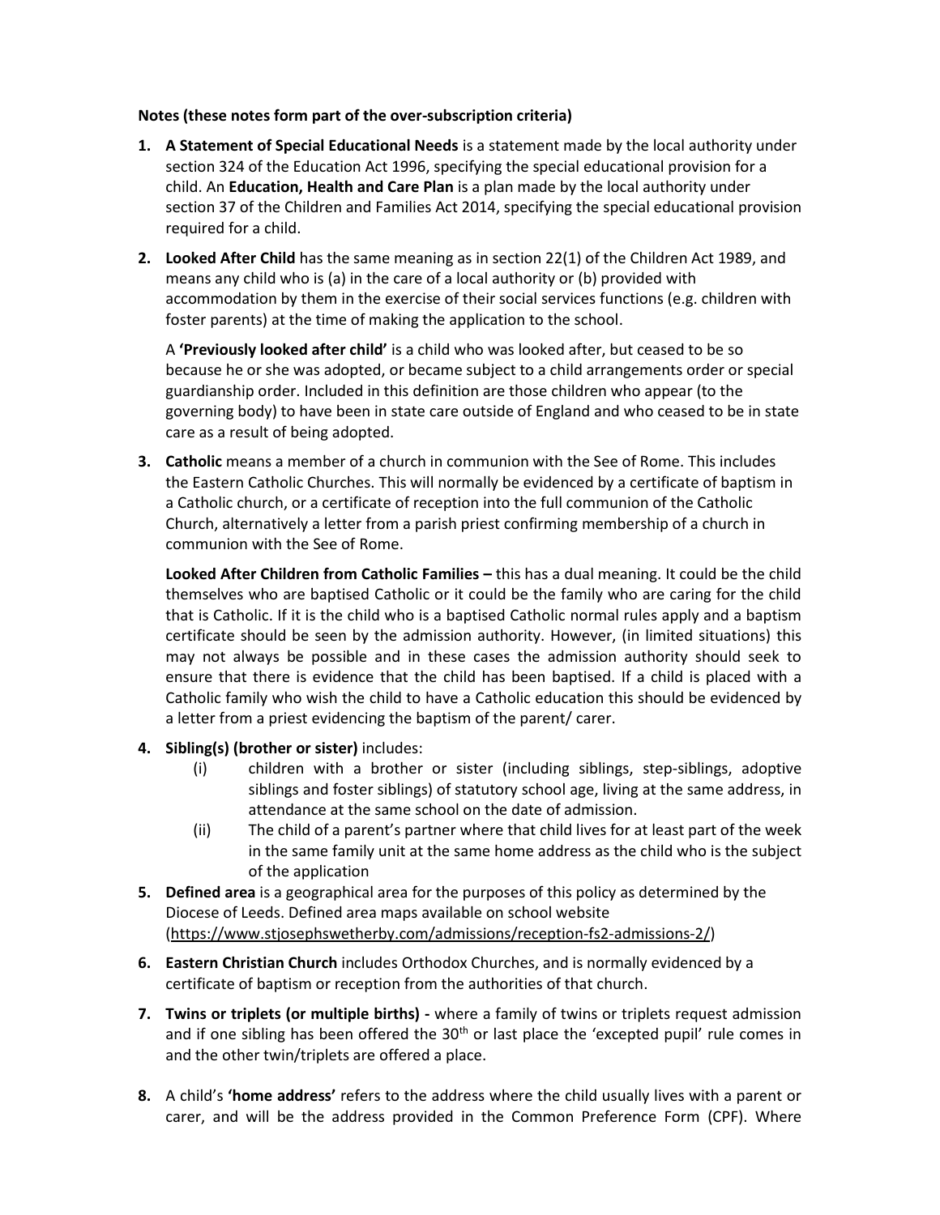**Notes (these notes form part of the over-subscription criteria)**

1. **A Statement of Special Educational Needs** is a statement made by the local authority under section 324 of the Education Act 1996, specifying the special educational provision for a child. An **Education, Health and Care Plan** is a plan made by the local authority under section 37 of the Children and Families Act 2014, specifying the special educational provision required for a child.

2. **Looked After Child** has the same meaning as in section 22(1) of the Children Act 1989, and means any child who is (a) in the care of a local authority or (b) provided with accommodation by them in the exercise of their social services functions (e.g. children with foster parents) at the time of making the application to the school.

   A **'Previously looked after child'** is a child who was looked after, but ceased to be so because he or she was adopted, or became subject to a child arrangements order or special guardianship order. Included in this definition are those children who appear (to the governing body) to have been in state care outside of England and who ceased to be in state care as a result of being adopted.

3. **Catholic** means a member of a church in communion with the See of Rome. This includes the Eastern Catholic Churches. This will normally be evidenced by a certificate of baptism in a Catholic church, or a certificate of reception into the full communion of the Catholic Church, alternatively a letter from a parish priest confirming membership of a church in communion with the See of Rome.

   **Looked After Children from Catholic Families –** this has a dual meaning. It could be the child themselves who are baptised Catholic or it could be the family who are caring for the child that is Catholic. If it is the child who is a baptised Catholic normal rules apply and a baptism certificate should be seen by the admission authority. However, (in limited situations) this may not always be possible and in these cases the admission authority should seek to ensure that there is evidence that the child has been baptised. If a child is placed with a Catholic family who wish the child to have a Catholic education this should be evidenced by a letter from a priest evidencing the baptism of the parent/ carer.

4. **Sibling(s) (brother or sister)** includes:
   (i) children with a brother or sister (including siblings, step-siblings, adoptive siblings and foster siblings) of statutory school age, living at the same address, in attendance at the same school on the date of admission.
   (ii) The child of a parent's partner where that child lives for at least part of the week in the same family unit at the same home address as the child who is the subject of the application

5. **Defined area** is a geographical area for the purposes of this policy as determined by the Diocese of Leeds. Defined area maps available on school website (https://www.stjosephswetherby.com/admissions/reception-fs2-admissions-2/)

6. **Eastern Christian Church** includes Orthodox Churches, and is normally evidenced by a certificate of baptism or reception from the authorities of that church.

7. **Twins or triplets (or multiple births) -** where a family of twins or triplets request admission and if one sibling has been offered the 30th or last place the 'excepted pupil' rule comes in and the other twin/triplets are offered a place.

8. A child's **'home address'** refers to the address where the child usually lives with a parent or carer, and will be the address provided in the Common Preference Form (CPF). Where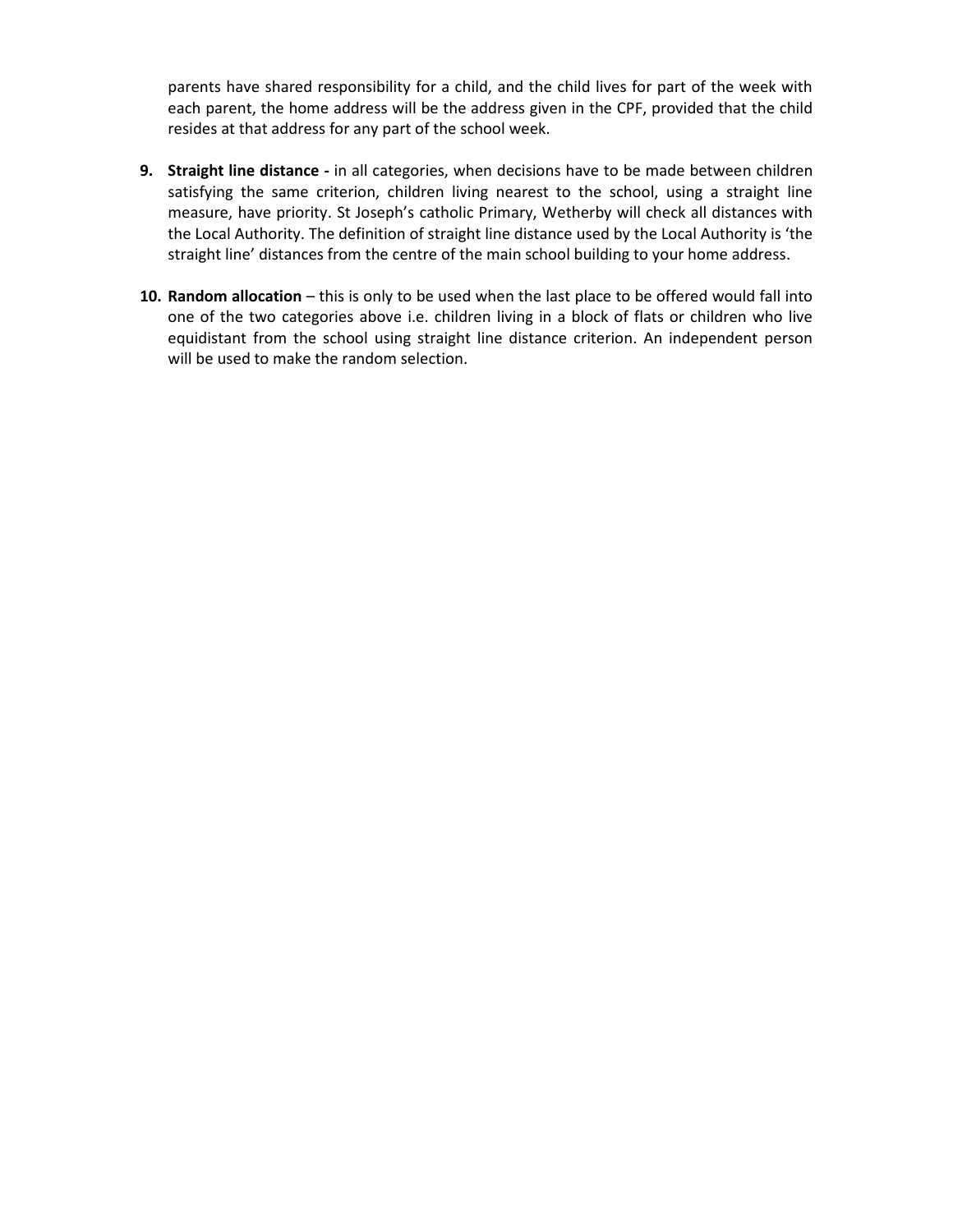parents have shared responsibility for a child, and the child lives for part of the week with each parent, the home address will be the address given in the CPF, provided that the child resides at that address for any part of the school week.

9. **Straight line distance -** in all categories, when decisions have to be made between children satisfying the same criterion, children living nearest to the school, using a straight line measure, have priority. St Joseph's catholic Primary, Wetherby will check all distances with the Local Authority. The definition of straight line distance used by the Local Authority is 'the straight line' distances from the centre of the main school building to your home address.

10. **Random allocation** – this is only to be used when the last place to be offered would fall into one of the two categories above i.e. children living in a block of flats or children who live equidistant from the school using straight line distance criterion. An independent person will be used to make the random selection.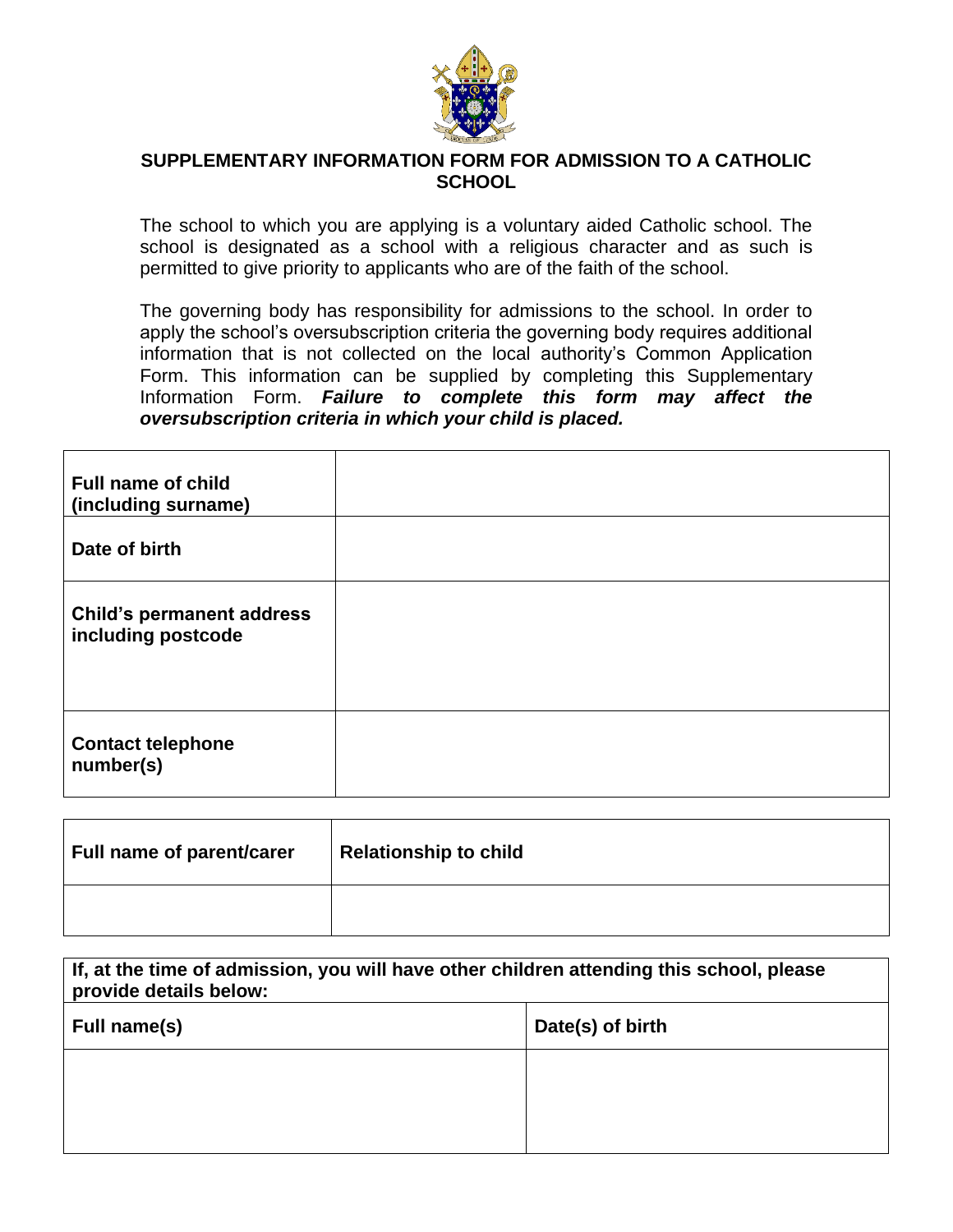## SUPPLEMENTARY INFORMATION FORM FOR ADMISSION TO A CATHOLIC SCHOOL

The school to which you are applying is a voluntary aided Catholic school. The school is designated as a school with a religious character and as such is permitted to give priority to applicants who are of the faith of the school.

The governing body has responsibility for admissions to the school. In order to apply the school's oversubscription criteria the governing body requires additional information that is not collected on the local authority's Common Application Form. This information can be supplied by completing this Supplementary Information Form. ***Failure to complete this form may affect the oversubscription criteria in which your child is placed.***

| | |
|---|---|
| **Full name of child (including surname)** | |
| **Date of birth** | |
| **Child's permanent address including postcode** | |
| **Contact telephone number(s)** | |

| **Full name of parent/carer** | **Relationship to child** |
|---|---|
| | |

| **If, at the time of admission, you will have other children attending this school, please provide details below:** | |
|---|---|
| **Full name(s)** | **Date(s) of birth** |
| | |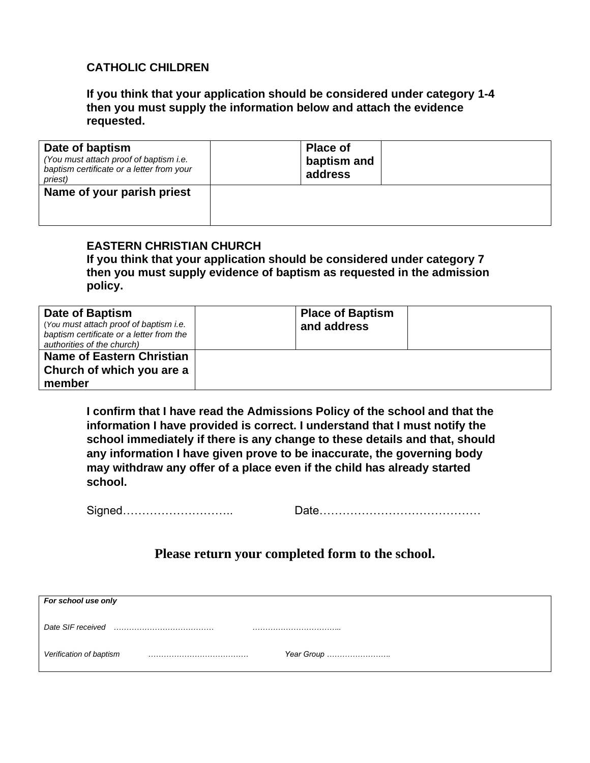**CATHOLIC CHILDREN**

**If you think that your application should be considered under category 1-4 then you must supply the information below and attach the evidence requested.**

| **Date of baptism** *(You must attach proof of baptism i.e. baptism certificate or a letter from your priest)* | | **Place of baptism and address** | |
|---|---|---|---|
| **Name of your parish priest** | | | |

**EASTERN CHRISTIAN CHURCH**

**If you think that your application should be considered under category 7 then you must supply evidence of baptism as requested in the admission policy.**

| **Date of Baptism** (*You must attach proof of baptism i.e. baptism certificate or a letter from the authorities of the church)* | | **Place of Baptism and address** | |
|---|---|---|---|
| **Name of Eastern Christian Church of which you are a member** | | | |

**I confirm that I have read the Admissions Policy of the school and that the information I have provided is correct. I understand that I must notify the school immediately if there is any change to these details and that, should any information I have given prove to be inaccurate, the governing body may withdraw any offer of a place even if the child has already started school.**

Signed……………………….. Date……………………………………

**Please return your completed form to the school.**

| ***For school use only*** |
|---|
| *Date SIF received* ………………………………… …………………………….. |
| *Verification of baptism* ………………………………… *Year Group* ……………………. |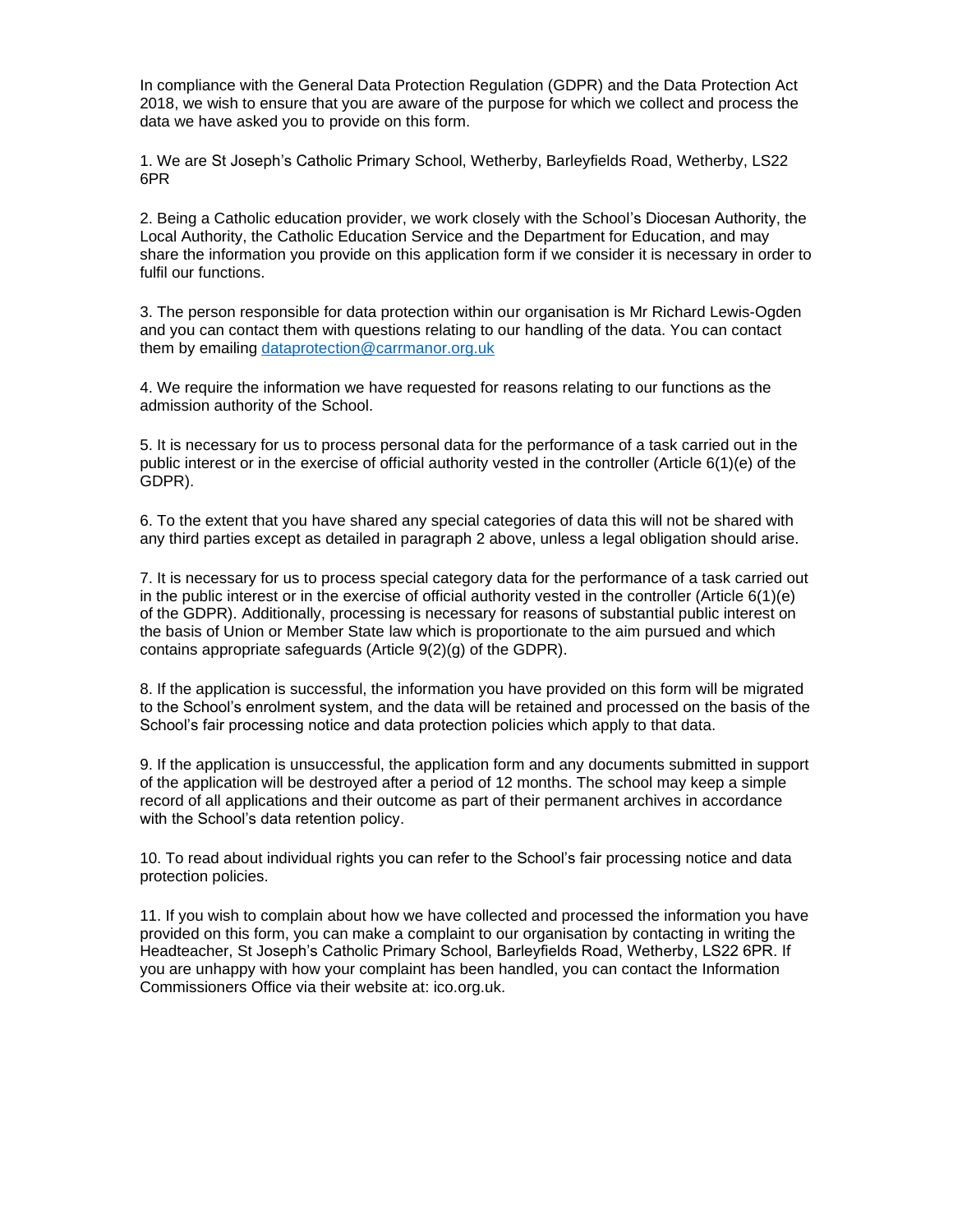In compliance with the General Data Protection Regulation (GDPR) and the Data Protection Act 2018, we wish to ensure that you are aware of the purpose for which we collect and process the data we have asked you to provide on this form.

1. We are St Joseph's Catholic Primary School, Wetherby, Barleyfields Road, Wetherby, LS22 6PR

2. Being a Catholic education provider, we work closely with the School's Diocesan Authority, the Local Authority, the Catholic Education Service and the Department for Education, and may share the information you provide on this application form if we consider it is necessary in order to fulfil our functions.

3. The person responsible for data protection within our organisation is Mr Richard Lewis-Ogden and you can contact them with questions relating to our handling of the data. You can contact them by emailing dataprotection@carrmanor.org.uk

4. We require the information we have requested for reasons relating to our functions as the admission authority of the School.

5. It is necessary for us to process personal data for the performance of a task carried out in the public interest or in the exercise of official authority vested in the controller (Article 6(1)(e) of the GDPR).

6. To the extent that you have shared any special categories of data this will not be shared with any third parties except as detailed in paragraph 2 above, unless a legal obligation should arise.

7. It is necessary for us to process special category data for the performance of a task carried out in the public interest or in the exercise of official authority vested in the controller (Article 6(1)(e) of the GDPR). Additionally, processing is necessary for reasons of substantial public interest on the basis of Union or Member State law which is proportionate to the aim pursued and which contains appropriate safeguards (Article 9(2)(g) of the GDPR).

8. If the application is successful, the information you have provided on this form will be migrated to the School's enrolment system, and the data will be retained and processed on the basis of the School's fair processing notice and data protection policies which apply to that data.

9. If the application is unsuccessful, the application form and any documents submitted in support of the application will be destroyed after a period of 12 months. The school may keep a simple record of all applications and their outcome as part of their permanent archives in accordance with the School's data retention policy.

10. To read about individual rights you can refer to the School's fair processing notice and data protection policies.

11. If you wish to complain about how we have collected and processed the information you have provided on this form, you can make a complaint to our organisation by contacting in writing the Headteacher, St Joseph's Catholic Primary School, Barleyfields Road, Wetherby, LS22 6PR. If you are unhappy with how your complaint has been handled, you can contact the Information Commissioners Office via their website at: ico.org.uk.